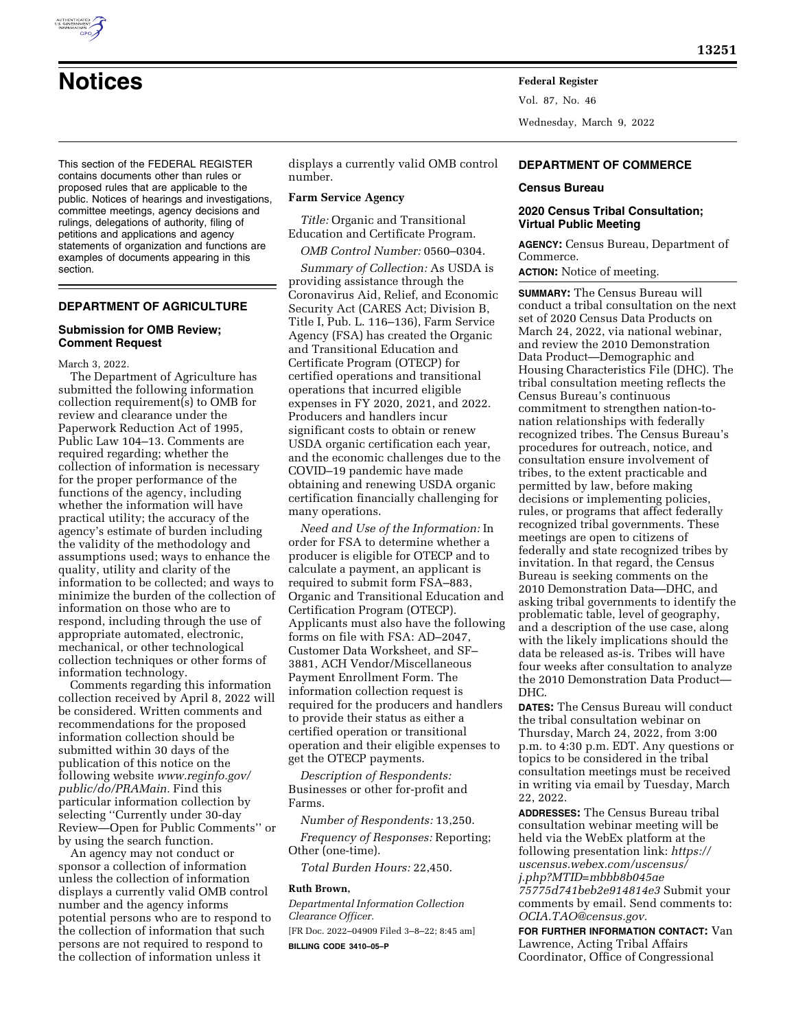# Notices

This section of the FEDERAL REGISTER contains documents other than rules or proposed rules that are applicable to the public. Notices of hearings and investigations, committee meetings, agency decisions and rulings, delegations of authority, filing of petitions and applications and agency statements of organization and functions are examples of documents appearing in this section.

## DEPARTMENT OF AGRICULTURE

### Submission for OMB Review; Comment Request

March 3, 2022.

The Department of Agriculture has submitted the following information collection requirement(s) to OMB for review and clearance under the Paperwork Reduction Act of 1995, Public Law 104–13. Comments are required regarding; whether the collection of information is necessary for the proper performance of the functions of the agency, including whether the information will have practical utility; the accuracy of the agency's estimate of burden including the validity of the methodology and assumptions used; ways to enhance the quality, utility and clarity of the information to be collected; and ways to minimize the burden of the collection of information on those who are to respond, including through the use of appropriate automated, electronic, mechanical, or other technological collection techniques or other forms of information technology.

Comments regarding this information collection received by April 8, 2022 will be considered. Written comments and recommendations for the proposed information collection should be submitted within 30 days of the publication of this notice on the following website *www.reginfo.gov/public/do/PRAMain.* Find this particular information collection by selecting ''Currently under 30-day Review—Open for Public Comments'' or by using the search function.

An agency may not conduct or sponsor a collection of information unless the collection of information displays a currently valid OMB control number and the agency informs potential persons who are to respond to the collection of information that such persons are not required to respond to the collection of information unless it displays a currently valid OMB control number.

#### Farm Service Agency

*Title:* Organic and Transitional Education and Certificate Program.

*OMB Control Number:* 0560–0304.

*Summary of Collection:* As USDA is providing assistance through the Coronavirus Aid, Relief, and Economic Security Act (CARES Act; Division B, Title I, Pub. L. 116–136), Farm Service Agency (FSA) has created the Organic and Transitional Education and Certificate Program (OTECP) for certified operations and transitional operations that incurred eligible expenses in FY 2020, 2021, and 2022. Producers and handlers incur significant costs to obtain or renew USDA organic certification each year, and the economic challenges due to the COVID–19 pandemic have made obtaining and renewing USDA organic certification financially challenging for many operations.

*Need and Use of the Information:* In order for FSA to determine whether a producer is eligible for OTECP and to calculate a payment, an applicant is required to submit form FSA–883, Organic and Transitional Education and Certification Program (OTECP). Applicants must also have the following forms on file with FSA: AD–2047, Customer Data Worksheet, and SF–3881, ACH Vendor/Miscellaneous Payment Enrollment Form. The information collection request is required for the producers and handlers to provide their status as either a certified operation or transitional operation and their eligible expenses to get the OTECP payments.

*Description of Respondents:* Businesses or other for-profit and Farms.

*Number of Respondents:* 13,250.

*Frequency of Responses:* Reporting; Other (one-time).

*Total Burden Hours:* 22,450.

**Ruth Brown,**

*Departmental Information Collection Clearance Officer.*

[FR Doc. 2022–04909 Filed 3–8–22; 8:45 am]

**BILLING CODE 3410–05–P**

## DEPARTMENT OF COMMERCE

### Census Bureau

### 2020 Census Tribal Consultation; Virtual Public Meeting

**AGENCY:** Census Bureau, Department of Commerce.

**ACTION:** Notice of meeting.

**SUMMARY:** The Census Bureau will conduct a tribal consultation on the next set of 2020 Census Data Products on March 24, 2022, via national webinar, and review the 2010 Demonstration Data Product—Demographic and Housing Characteristics File (DHC). The tribal consultation meeting reflects the Census Bureau's continuous commitment to strengthen nation-to-nation relationships with federally recognized tribes. The Census Bureau's procedures for outreach, notice, and consultation ensure involvement of tribes, to the extent practicable and permitted by law, before making decisions or implementing policies, rules, or programs that affect federally recognized tribal governments. These meetings are open to citizens of federally and state recognized tribes by invitation. In that regard, the Census Bureau is seeking comments on the 2010 Demonstration Data—DHC, and asking tribal governments to identify the problematic table, level of geography, and a description of the use case, along with the likely implications should the data be released as-is. Tribes will have four weeks after consultation to analyze the 2010 Demonstration Data Product—DHC.

**DATES:** The Census Bureau will conduct the tribal consultation webinar on Thursday, March 24, 2022, from 3:00 p.m. to 4:30 p.m. EDT. Any questions or topics to be considered in the tribal consultation meetings must be received in writing via email by Tuesday, March 22, 2022.

**ADDRESSES:** The Census Bureau tribal consultation webinar meeting will be held via the WebEx platform at the following presentation link: *https://uscensus.webex.com/uscensus/j.php?MTID=mbbb8b045ae75775d741beb2e914814e3* Submit your comments by email. Send comments to: *OCIA.TAO@census.gov.*

**FOR FURTHER INFORMATION CONTACT:** Van Lawrence, Acting Tribal Affairs Coordinator, Office of Congressional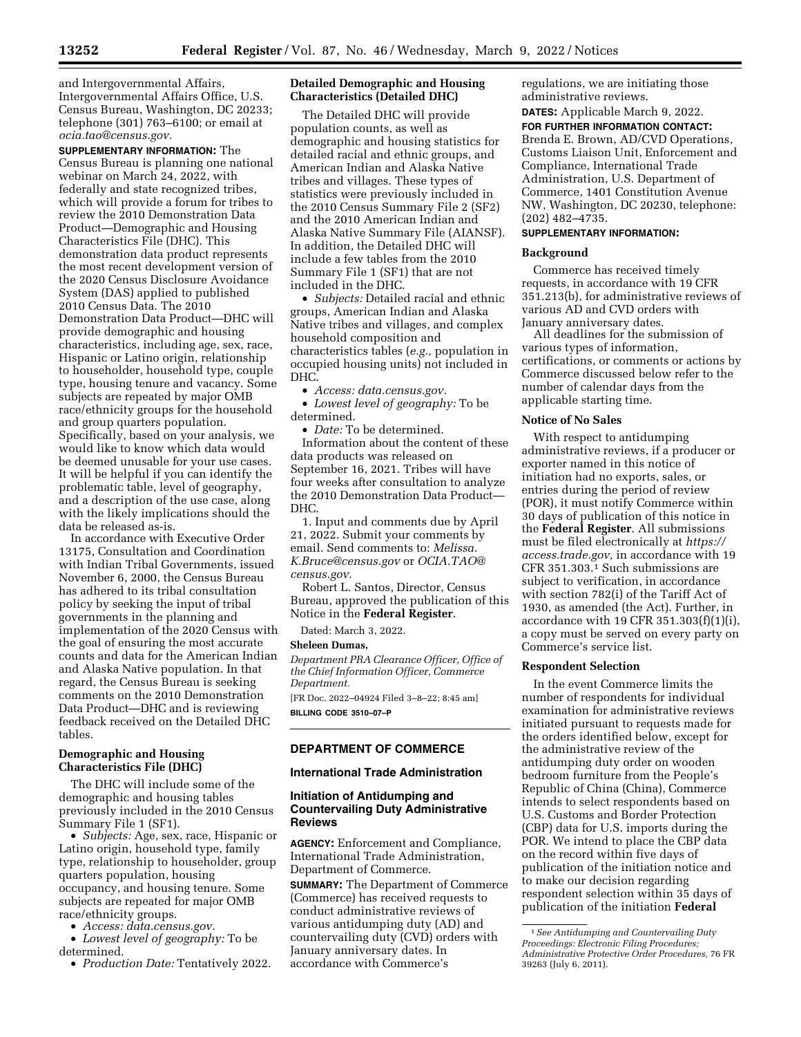and Intergovernmental Affairs, Intergovernmental Affairs Office, U.S. Census Bureau, Washington, DC 20233; telephone (301) 763–6100; or email at *ocia.tao@census.gov.*

**SUPPLEMENTARY INFORMATION:** The Census Bureau is planning one national webinar on March 24, 2022, with federally and state recognized tribes, which will provide a forum for tribes to review the 2010 Demonstration Data Product—Demographic and Housing Characteristics File (DHC). This demonstration data product represents the most recent development version of the 2020 Census Disclosure Avoidance System (DAS) applied to published 2010 Census Data. The 2010 Demonstration Data Product—DHC will provide demographic and housing characteristics, including age, sex, race, Hispanic or Latino origin, relationship to householder, household type, couple type, housing tenure and vacancy. Some subjects are repeated by major OMB race/ethnicity groups for the household and group quarters population. Specifically, based on your analysis, we would like to know which data would be deemed unusable for your use cases. It will be helpful if you can identify the problematic table, level of geography, and a description of the use case, along with the likely implications should the data be released as-is.

In accordance with Executive Order 13175, Consultation and Coordination with Indian Tribal Governments, issued November 6, 2000, the Census Bureau has adhered to its tribal consultation policy by seeking the input of tribal governments in the planning and implementation of the 2020 Census with the goal of ensuring the most accurate counts and data for the American Indian and Alaska Native population. In that regard, the Census Bureau is seeking comments on the 2010 Demonstration Data Product—DHC and is reviewing feedback received on the Detailed DHC tables.

**Demographic and Housing Characteristics File (DHC)**

The DHC will include some of the demographic and housing tables previously included in the 2010 Census Summary File 1 (SF1).

- *Subjects:* Age, sex, race, Hispanic or Latino origin, household type, family type, relationship to householder, group quarters population, housing occupancy, and housing tenure. Some subjects are repeated for major OMB race/ethnicity groups.
- *Access: data.census.gov.*
- *Lowest level of geography:* To be determined.
- *Production Date:* Tentatively 2022.

**Detailed Demographic and Housing Characteristics (Detailed DHC)**

The Detailed DHC will provide population counts, as well as demographic and housing statistics for detailed racial and ethnic groups, and American Indian and Alaska Native tribes and villages. These types of statistics were previously included in the 2010 Census Summary File 2 (SF2) and the 2010 American Indian and Alaska Native Summary File (AIANSF). In addition, the Detailed DHC will include a few tables from the 2010 Summary File 1 (SF1) that are not included in the DHC.

- *Subjects:* Detailed racial and ethnic groups, American Indian and Alaska Native tribes and villages, and complex household composition and characteristics tables (*e.g.,* population in occupied housing units) not included in DHC.
- *Access: data.census.gov.*
- *Lowest level of geography:* To be determined.
- *Date:* To be determined.

Information about the content of these data products was released on September 16, 2021. Tribes will have four weeks after consultation to analyze the 2010 Demonstration Data Product—DHC.

1. Input and comments due by April 21, 2022. Submit your comments by email. Send comments to: *Melissa.K.Bruce@census.gov* or *OCIA.TAO@census.gov.*

Robert L. Santos, Director, Census Bureau, approved the publication of this Notice in the **Federal Register**.

Dated: March 3, 2022.

**Sheleen Dumas,**

*Department PRA Clearance Officer, Office of the Chief Information Officer, Commerce Department.*

[FR Doc. 2022–04924 Filed 3–8–22; 8:45 am]

**BILLING CODE 3510–07–P**

## DEPARTMENT OF COMMERCE

### International Trade Administration

### Initiation of Antidumping and Countervailing Duty Administrative Reviews

**AGENCY:** Enforcement and Compliance, International Trade Administration, Department of Commerce.

**SUMMARY:** The Department of Commerce (Commerce) has received requests to conduct administrative reviews of various antidumping duty (AD) and countervailing duty (CVD) orders with January anniversary dates. In accordance with Commerce's regulations, we are initiating those administrative reviews.

**DATES:** Applicable March 9, 2022.

**FOR FURTHER INFORMATION CONTACT:** Brenda E. Brown, AD/CVD Operations, Customs Liaison Unit, Enforcement and Compliance, International Trade Administration, U.S. Department of Commerce, 1401 Constitution Avenue NW, Washington, DC 20230, telephone: (202) 482–4735.

**SUPPLEMENTARY INFORMATION:**

**Background**

Commerce has received timely requests, in accordance with 19 CFR 351.213(b), for administrative reviews of various AD and CVD orders with January anniversary dates.

All deadlines for the submission of various types of information, certifications, or comments or actions by Commerce discussed below refer to the number of calendar days from the applicable starting time.

**Notice of No Sales**

With respect to antidumping administrative reviews, if a producer or exporter named in this notice of initiation had no exports, sales, or entries during the period of review (POR), it must notify Commerce within 30 days of publication of this notice in the **Federal Register**. All submissions must be filed electronically at *https://access.trade.gov,* in accordance with 19 CFR 351.303.[1] Such submissions are subject to verification, in accordance with section 782(i) of the Tariff Act of 1930, as amended (the Act). Further, in accordance with 19 CFR 351.303(f)(1)(i), a copy must be served on every party on Commerce's service list.

**Respondent Selection**

In the event Commerce limits the number of respondents for individual examination for administrative reviews initiated pursuant to requests made for the orders identified below, except for the administrative review of the antidumping duty order on wooden bedroom furniture from the People's Republic of China (China), Commerce intends to select respondents based on U.S. Customs and Border Protection (CBP) data for U.S. imports during the POR. We intend to place the CBP data on the record within five days of publication of the initiation notice and to make our decision regarding respondent selection within 35 days of publication of the initiation **Federal**

[1] *See Antidumping and Countervailing Duty Proceedings: Electronic Filing Procedures; Administrative Protective Order Procedures,* 76 FR 39263 (July 6, 2011).